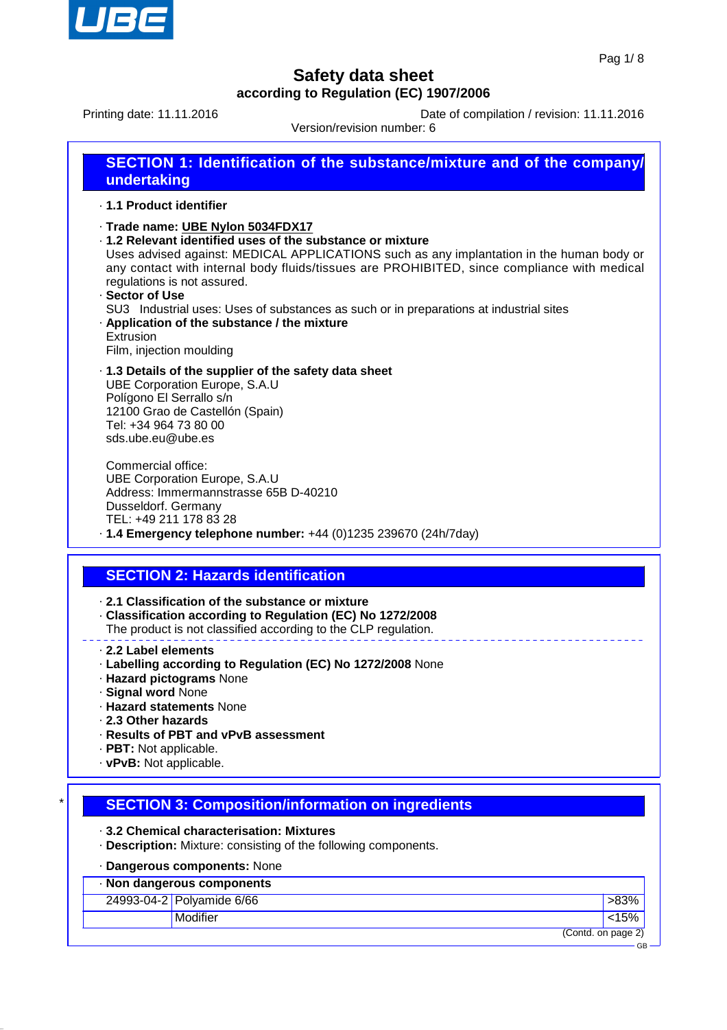# Safety data sheet
## according to Regulation (EC) 1907/2006

Printing date: 11.11.2016

Date of compilation / revision: 11.11.2016

Version/revision number: 6

## SECTION 1: Identification of the substance/mixture and of the company/undertaking

- **1.1 Product identifier**
- **Trade name: UBE Nylon 5034FDX17**
- **1.2 Relevant identified uses of the substance or mixture**
  Uses advised against: MEDICAL APPLICATIONS such as any implantation in the human body or any contact with internal body fluids/tissues are PROHIBITED, since compliance with medical regulations is not assured.
- **Sector of Use**
  SU3 Industrial uses: Uses of substances as such or in preparations at industrial sites
- **Application of the substance / the mixture**
  Extrusion
  Film, injection moulding
- **1.3 Details of the supplier of the safety data sheet**
  UBE Corporation Europe, S.A.U
  Polígono El Serrallo s/n
  12100 Grao de Castellón (Spain)
  Tel: +34 964 73 80 00
  sds.ube.eu@ube.es

  Commercial office:
  UBE Corporation Europe, S.A.U
  Address: Immermannstrasse 65B D-40210
  Dusseldorf. Germany
  TEL: +49 211 178 83 28
- **1.4 Emergency telephone number:** +44 (0)1235 239670 (24h/7day)

## SECTION 2: Hazards identification

- **2.1 Classification of the substance or mixture**
- **Classification according to Regulation (EC) No 1272/2008**
  The product is not classified according to the CLP regulation.
- **2.2 Label elements**
- **Labelling according to Regulation (EC) No 1272/2008** None
- **Hazard pictograms** None
- **Signal word** None
- **Hazard statements** None
- **2.3 Other hazards**
- **Results of PBT and vPvB assessment**
- **PBT:** Not applicable.
- **vPvB:** Not applicable.

## SECTION 3: Composition/information on ingredients

- **3.2 Chemical characterisation: Mixtures**
- **Description:** Mixture: consisting of the following components.
- **Dangerous components:** None

| Non dangerous components | | |
|---|---|---|
| 24993-04-2 | Polyamide 6/66 | >83% |
| | Modifier | <15% |

(Contd. on page 2)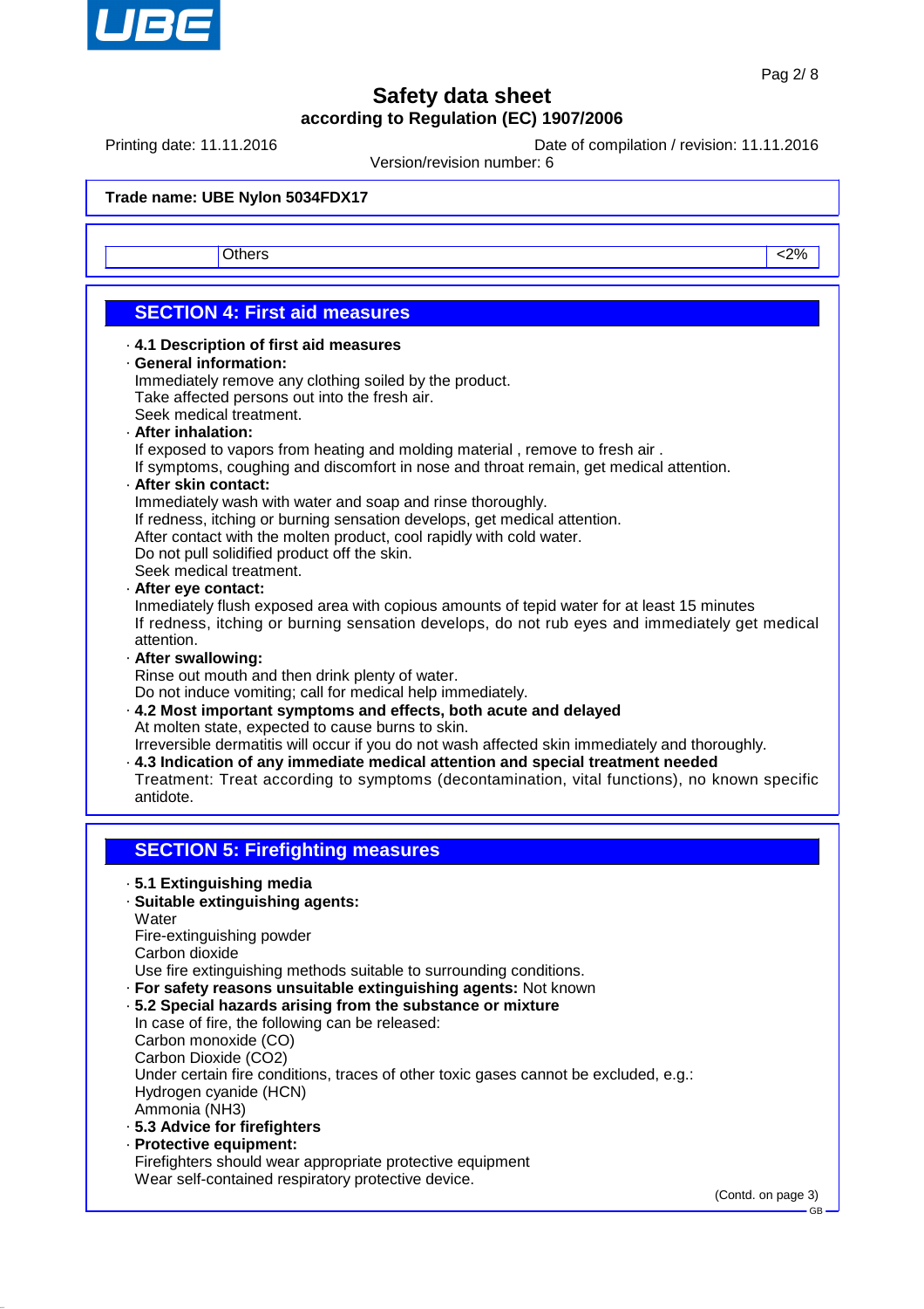Safety data sheet

according to Regulation (EC) 1907/2006

Printing date: 11.11.2016 Date of compilation / revision: 11.11.2016

Version/revision number: 6

**Trade name: UBE Nylon 5034FDX17**

| | | |
|---|---|---|
| | Others | <2% |

## SECTION 4: First aid measures

· **4.1 Description of first aid measures**

· **General information:**
Immediately remove any clothing soiled by the product.
Take affected persons out into the fresh air.
Seek medical treatment.

· **After inhalation:**
If exposed to vapors from heating and molding material , remove to fresh air .
If symptoms, coughing and discomfort in nose and throat remain, get medical attention.

· **After skin contact:**
Immediately wash with water and soap and rinse thoroughly.
If redness, itching or burning sensation develops, get medical attention.
After contact with the molten product, cool rapidly with cold water.
Do not pull solidified product off the skin.
Seek medical treatment.

· **After eye contact:**
Inmediately flush exposed area with copious amounts of tepid water for at least 15 minutes
If redness, itching or burning sensation develops, do not rub eyes and immediately get medical attention.

· **After swallowing:**
Rinse out mouth and then drink plenty of water.
Do not induce vomiting; call for medical help immediately.

· **4.2 Most important symptoms and effects, both acute and delayed**
At molten state, expected to cause burns to skin.
Irreversible dermatitis will occur if you do not wash affected skin immediately and thoroughly.

· **4.3 Indication of any immediate medical attention and special treatment needed**
Treatment: Treat according to symptoms (decontamination, vital functions), no known specific antidote.

## SECTION 5: Firefighting measures

· **5.1 Extinguishing media**

· **Suitable extinguishing agents:**
Water
Fire-extinguishing powder
Carbon dioxide
Use fire extinguishing methods suitable to surrounding conditions.

· **For safety reasons unsuitable extinguishing agents:** Not known

· **5.2 Special hazards arising from the substance or mixture**
In case of fire, the following can be released:
Carbon monoxide (CO)
Carbon Dioxide ($CO_2$)
Under certain fire conditions, traces of other toxic gases cannot be excluded, e.g.:
Hydrogen cyanide (HCN)
Ammonia ($NH_3$)

· **5.3 Advice for firefighters**

· **Protective equipment:**
Firefighters should wear appropriate protective equipment
Wear self-contained respiratory protective device.

(Contd. on page 3)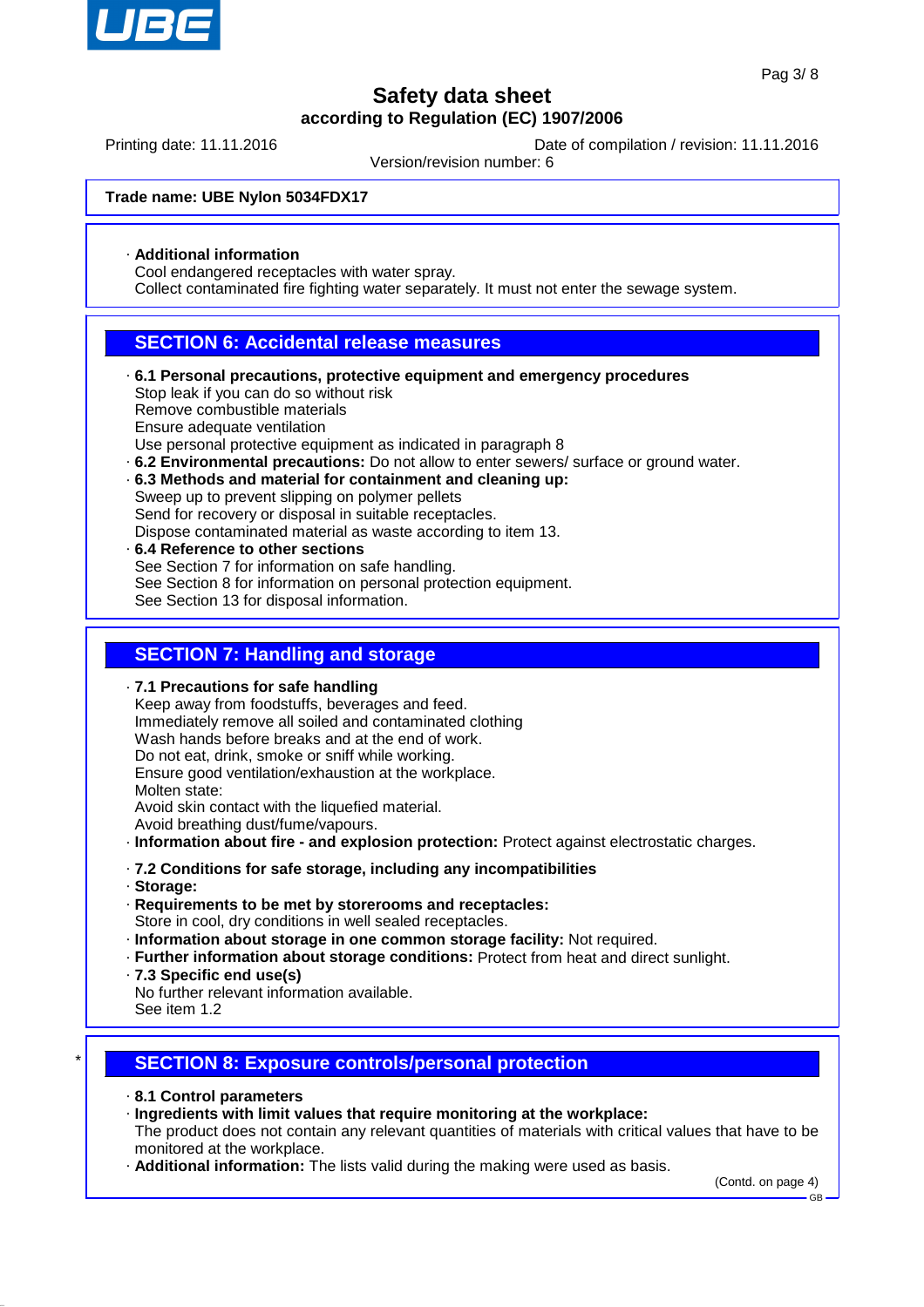**Trade name: UBE Nylon 5034FDX17**

· **Additional information**
Cool endangered receptacles with water spray.
Collect contaminated fire fighting water separately. It must not enter the sewage system.

## SECTION 6: Accidental release measures

· **6.1 Personal precautions, protective equipment and emergency procedures**
Stop leak if you can do so without risk
Remove combustible materials
Ensure adequate ventilation
Use personal protective equipment as indicated in paragraph 8
· **6.2 Environmental precautions:** Do not allow to enter sewers/ surface or ground water.
· **6.3 Methods and material for containment and cleaning up:**
Sweep up to prevent slipping on polymer pellets
Send for recovery or disposal in suitable receptacles.
Dispose contaminated material as waste according to item 13.
· **6.4 Reference to other sections**
See Section 7 for information on safe handling.
See Section 8 for information on personal protection equipment.
See Section 13 for disposal information.

## SECTION 7: Handling and storage

· **7.1 Precautions for safe handling**
Keep away from foodstuffs, beverages and feed.
Immediately remove all soiled and contaminated clothing
Wash hands before breaks and at the end of work.
Do not eat, drink, smoke or sniff while working.
Ensure good ventilation/exhaustion at the workplace.
Molten state:
Avoid skin contact with the liquefied material.
Avoid breathing dust/fume/vapours.
· **Information about fire - and explosion protection:** Protect against electrostatic charges.

· **7.2 Conditions for safe storage, including any incompatibilities**
· **Storage:**
· **Requirements to be met by storerooms and receptacles:**
Store in cool, dry conditions in well sealed receptacles.
· **Information about storage in one common storage facility:** Not required.
· **Further information about storage conditions:** Protect from heat and direct sunlight.
· **7.3 Specific end use(s)**
No further relevant information available.
See item 1.2

## * SECTION 8: Exposure controls/personal protection

· **8.1 Control parameters**
· **Ingredients with limit values that require monitoring at the workplace:**
The product does not contain any relevant quantities of materials with critical values that have to be monitored at the workplace.
· **Additional information:** The lists valid during the making were used as basis.

(Contd. on page 4)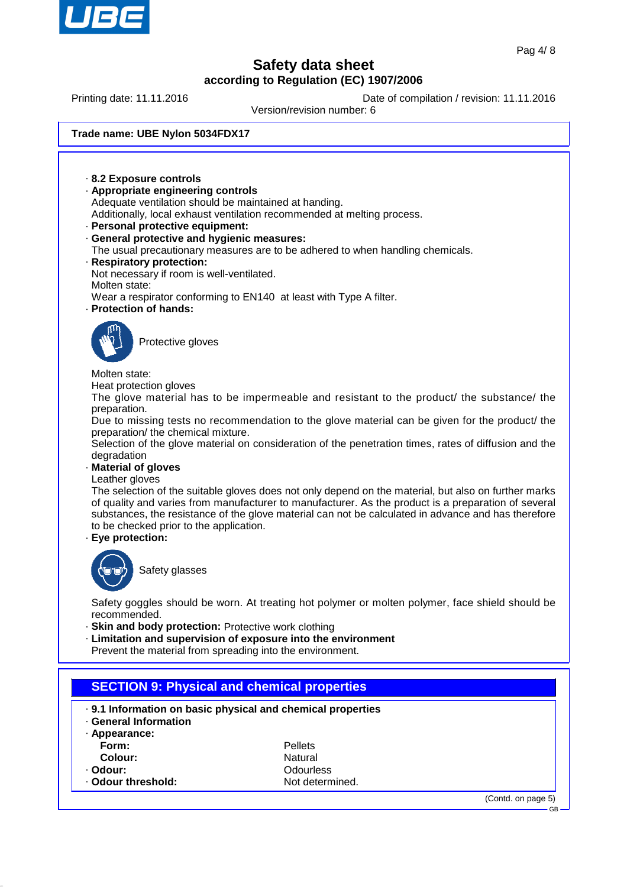**Trade name: UBE Nylon 5034FDX17**

· **8.2 Exposure controls**

· **Appropriate engineering controls**
Adequate ventilation should be maintained at handing.
Additionally, local exhaust ventilation recommended at melting process.

· **Personal protective equipment:**

· **General protective and hygienic measures:**
The usual precautionary measures are to be adhered to when handling chemicals.

· **Respiratory protection:**
Not necessary if room is well-ventilated.
Molten state:
Wear a respirator conforming to EN140 at least with Type A filter.

· **Protection of hands:**

Protective gloves

Molten state:
Heat protection gloves
The glove material has to be impermeable and resistant to the product/ the substance/ the preparation.
Due to missing tests no recommendation to the glove material can be given for the product/ the preparation/ the chemical mixture.
Selection of the glove material on consideration of the penetration times, rates of diffusion and the degradation

· **Material of gloves**
Leather gloves
The selection of the suitable gloves does not only depend on the material, but also on further marks of quality and varies from manufacturer to manufacturer. As the product is a preparation of several substances, the resistance of the glove material can not be calculated in advance and has therefore to be checked prior to the application.

· **Eye protection:**

Safety glasses

Safety goggles should be worn. At treating hot polymer or molten polymer, face shield should be recommended.

· **Skin and body protection:** Protective work clothing

· **Limitation and supervision of exposure into the environment**
Prevent the material from spreading into the environment.

## SECTION 9: Physical and chemical properties

· **9.1 Information on basic physical and chemical properties**

· **General Information**

· **Appearance:**

| | |
|---|---|
| **Form:** | Pellets |
| **Colour:** | Natural |
| · **Odour:** | Odourless |
| · **Odour threshold:** | Not determined. |

(Contd. on page 5)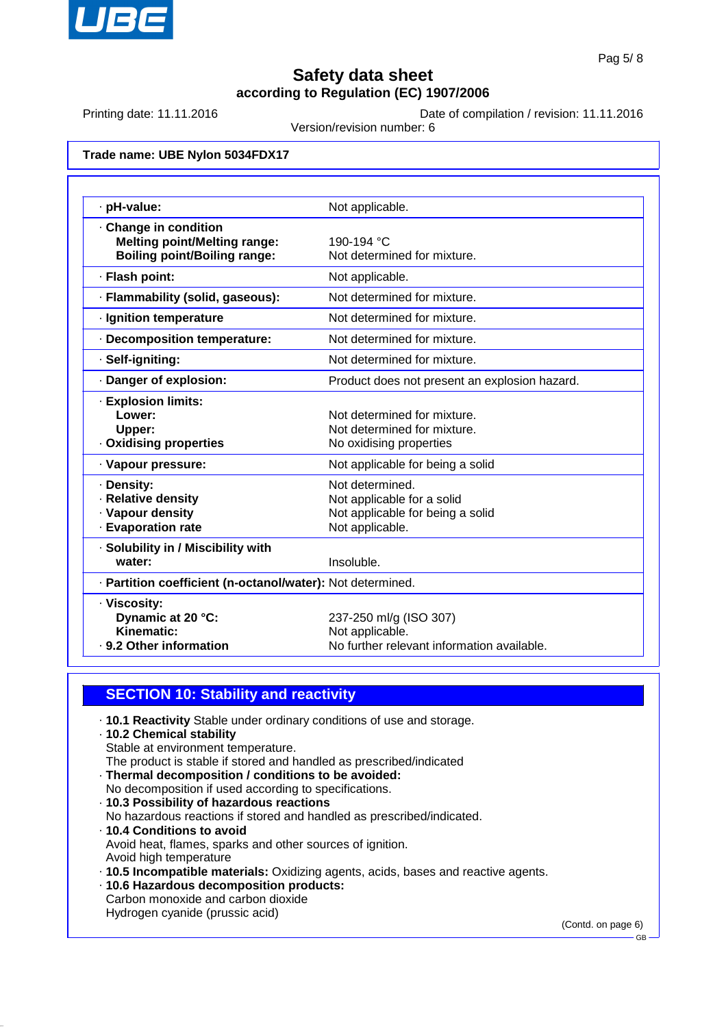# Safety data sheet

## according to Regulation (EC) 1907/2006

Printing date: 11.11.2016 | Date of compilation / revision: 11.11.2016

Version/revision number: 6

**Trade name: UBE Nylon 5034FDX17**

| | |
|---|---|
| · **pH-value:** | Not applicable. |
| · **Change in condition**<br>**Melting point/Melting range:**<br>**Boiling point/Boiling range:** | <br>190-194 °C<br>Not determined for mixture. |
| · **Flash point:** | Not applicable. |
| · **Flammability (solid, gaseous):** | Not determined for mixture. |
| · **Ignition temperature** | Not determined for mixture. |
| · **Decomposition temperature:** | Not determined for mixture. |
| · **Self-igniting:** | Not determined for mixture. |
| · **Danger of explosion:** | Product does not present an explosion hazard. |
| · **Explosion limits:**<br>**Lower:**<br>**Upper:**<br>· **Oxidising properties** | <br>Not determined for mixture.<br>Not determined for mixture.<br>No oxidising properties |
| · **Vapour pressure:** | Not applicable for being a solid |
| · **Density:**<br>· **Relative density**<br>· **Vapour density**<br>· **Evaporation rate** | Not determined.<br>Not applicable for a solid<br>Not applicable for being a solid<br>Not applicable. |
| · **Solubility in / Miscibility with water:** | Insoluble. |
| · **Partition coefficient (n-octanol/water):** | Not determined. |
| · **Viscosity:**<br>**Dynamic at 20 °C:**<br>**Kinematic:**<br>· **9.2 Other information** | <br>237-250 ml/g (ISO 307)<br>Not applicable.<br>No further relevant information available. |

## SECTION 10: Stability and reactivity

- **10.1 Reactivity** Stable under ordinary conditions of use and storage.
- **10.2 Chemical stability**
  Stable at environment temperature.
  The product is stable if stored and handled as prescribed/indicated
- **Thermal decomposition / conditions to be avoided:**
  No decomposition if used according to specifications.
- **10.3 Possibility of hazardous reactions**
  No hazardous reactions if stored and handled as prescribed/indicated.
- **10.4 Conditions to avoid**
  Avoid heat, flames, sparks and other sources of ignition.
  Avoid high temperature
- **10.5 Incompatible materials:** Oxidizing agents, acids, bases and reactive agents.
- **10.6 Hazardous decomposition products:**
  Carbon monoxide and carbon dioxide
  Hydrogen cyanide (prussic acid)

(Contd. on page 6)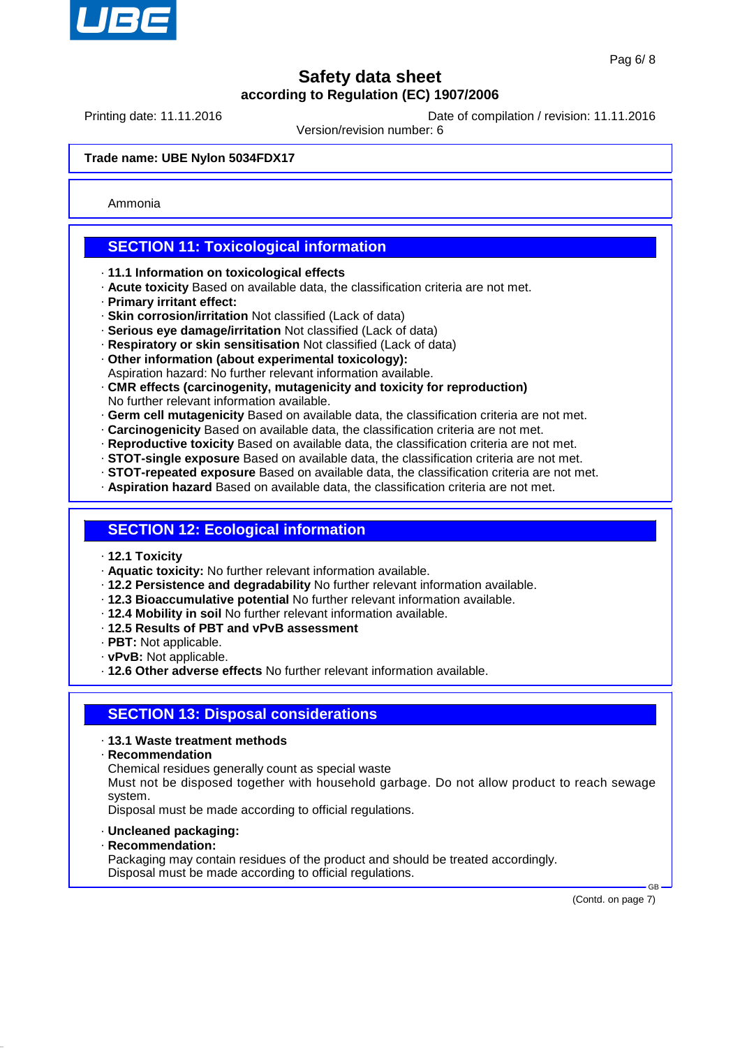**Trade name: UBE Nylon 5034FDX17**

Ammonia

## SECTION 11: Toxicological information

- **11.1 Information on toxicological effects**
- **Acute toxicity** Based on available data, the classification criteria are not met.
- **Primary irritant effect:**
- **Skin corrosion/irritation** Not classified (Lack of data)
- **Serious eye damage/irritation** Not classified (Lack of data)
- **Respiratory or skin sensitisation** Not classified (Lack of data)
- **Other information (about experimental toxicology):**
  Aspiration hazard: No further relevant information available.
- **CMR effects (carcinogenity, mutagenicity and toxicity for reproduction)**
  No further relevant information available.
- **Germ cell mutagenicity** Based on available data, the classification criteria are not met.
- **Carcinogenicity** Based on available data, the classification criteria are not met.
- **Reproductive toxicity** Based on available data, the classification criteria are not met.
- **STOT-single exposure** Based on available data, the classification criteria are not met.
- **STOT-repeated exposure** Based on available data, the classification criteria are not met.
- **Aspiration hazard** Based on available data, the classification criteria are not met.

## SECTION 12: Ecological information

- **12.1 Toxicity**
- **Aquatic toxicity:** No further relevant information available.
- **12.2 Persistence and degradability** No further relevant information available.
- **12.3 Bioaccumulative potential** No further relevant information available.
- **12.4 Mobility in soil** No further relevant information available.
- **12.5 Results of PBT and vPvB assessment**
- **PBT:** Not applicable.
- **vPvB:** Not applicable.
- **12.6 Other adverse effects** No further relevant information available.

## SECTION 13: Disposal considerations

- **13.1 Waste treatment methods**
- **Recommendation**
  Chemical residues generally count as special waste
  Must not be disposed together with household garbage. Do not allow product to reach sewage system.
  Disposal must be made according to official regulations.

- **Uncleaned packaging:**
- **Recommendation:**
  Packaging may contain residues of the product and should be treated accordingly.
  Disposal must be made according to official regulations.

(Contd. on page 7)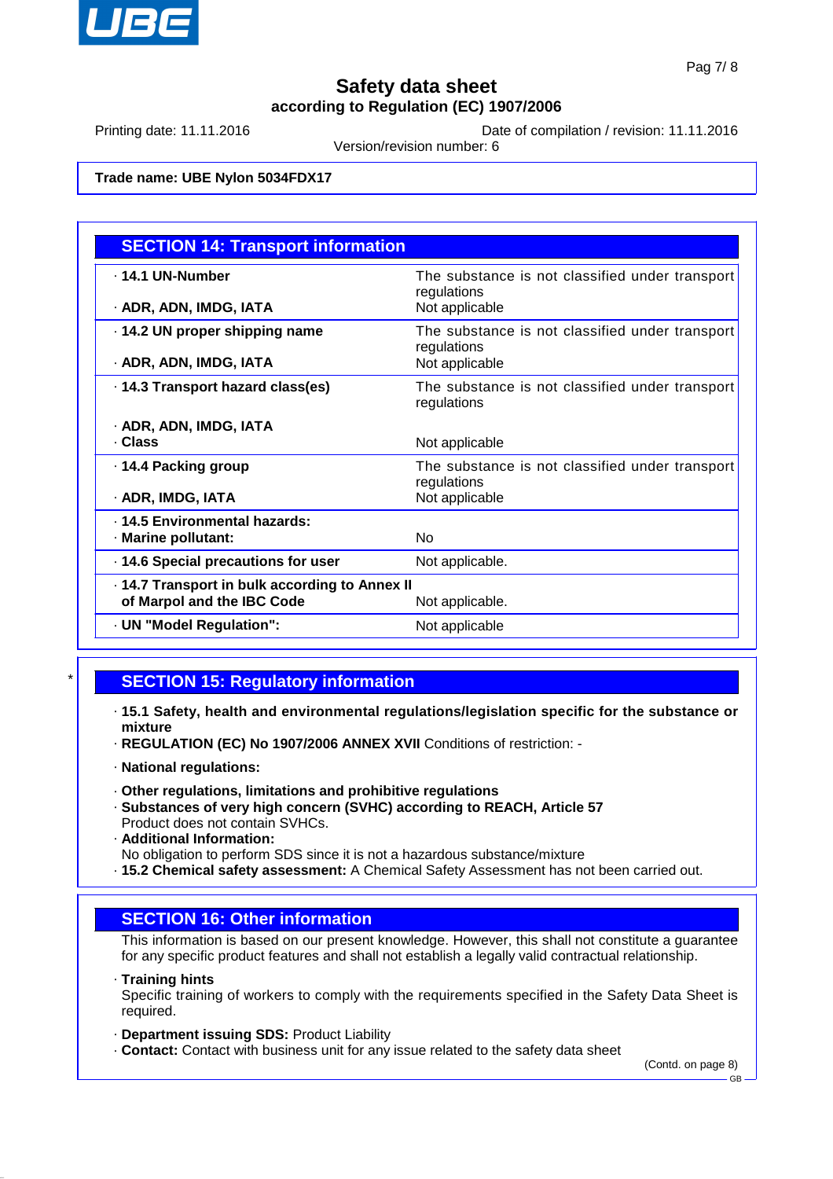Trade name: UBE Nylon 5034FDX17

## SECTION 14: Transport information

| | |
|---|---|
| · **14.1 UN-Number** | The substance is not classified under transport regulations |
| · **ADR, ADN, IMDG, IATA** | Not applicable |
| · **14.2 UN proper shipping name** | The substance is not classified under transport regulations |
| · **ADR, ADN, IMDG, IATA** | Not applicable |
| · **14.3 Transport hazard class(es)** | The substance is not classified under transport regulations |
| · **ADR, ADN, IMDG, IATA** · **Class** | Not applicable |
| · **14.4 Packing group** | The substance is not classified under transport regulations |
| · **ADR, IMDG, IATA** | Not applicable |
| · **14.5 Environmental hazards:** · **Marine pollutant:** | No |
| · **14.6 Special precautions for user** | Not applicable. |
| · **14.7 Transport in bulk according to Annex II of Marpol and the IBC Code** | Not applicable. |
| · **UN "Model Regulation":** | Not applicable |

## SECTION 15: Regulatory information

* · **15.1 Safety, health and environmental regulations/legislation specific for the substance or mixture**
* · **REGULATION (EC) No 1907/2006 ANNEX XVII** Conditions of restriction: -
* · **National regulations:**
* · **Other regulations, limitations and prohibitive regulations**
* · **Substances of very high concern (SVHC) according to REACH, Article 57**
  Product does not contain SVHCs.
* · **Additional Information:**
  No obligation to perform SDS since it is not a hazardous substance/mixture
* · **15.2 Chemical safety assessment:** A Chemical Safety Assessment has not been carried out.

## SECTION 16: Other information

This information is based on our present knowledge. However, this shall not constitute a guarantee for any specific product features and shall not establish a legally valid contractual relationship.

* · **Training hints**
  Specific training of workers to comply with the requirements specified in the Safety Data Sheet is required.
* · **Department issuing SDS:** Product Liability
* · **Contact:** Contact with business unit for any issue related to the safety data sheet

(Contd. on page 8)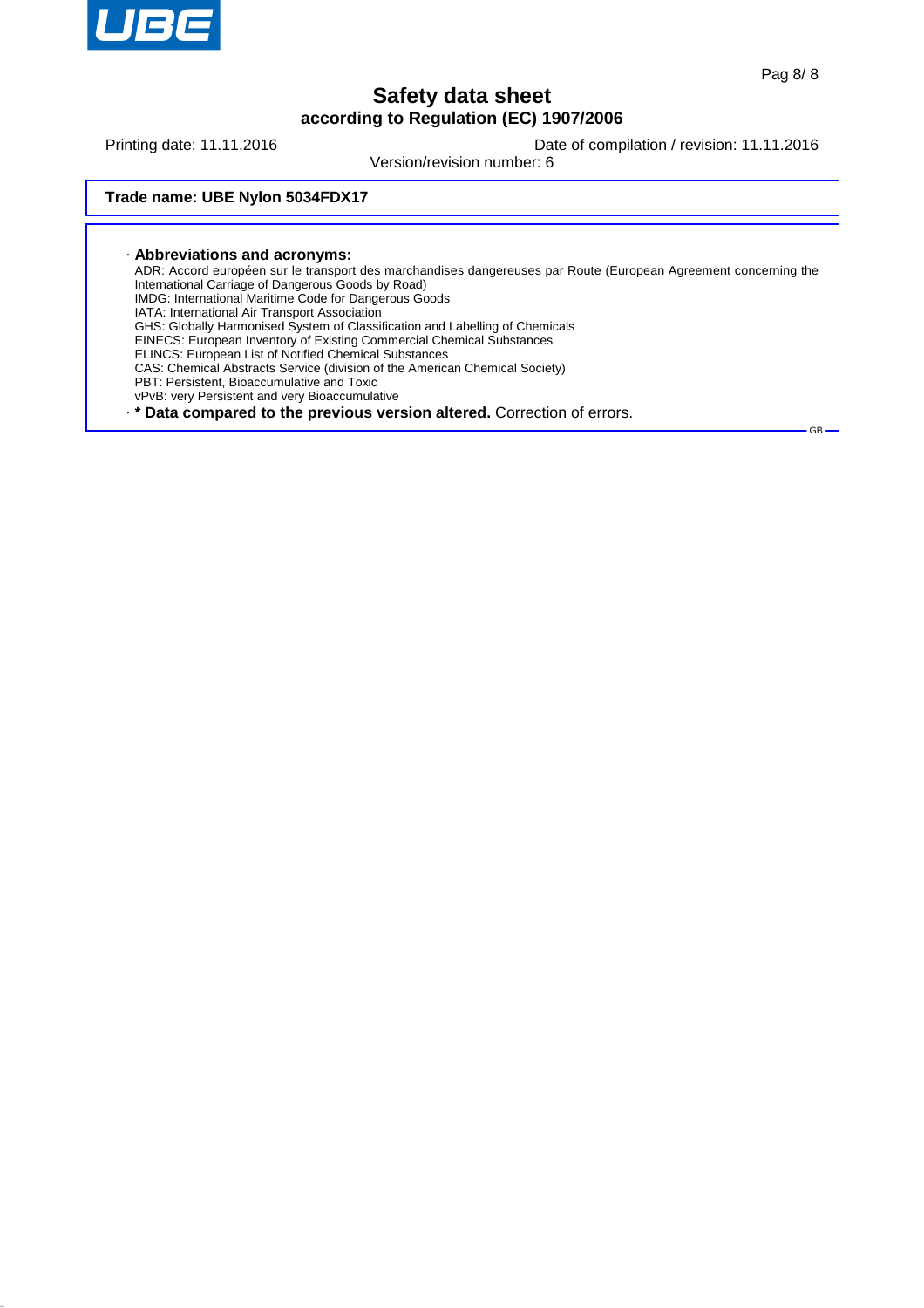# Safety data sheet

**according to Regulation (EC) 1907/2006**

Printing date: 11.11.2016

Date of compilation / revision: 11.11.2016

Version/revision number: 6

**Trade name: UBE Nylon 5034FDX17**

· **Abbreviations and acronyms:**

ADR: Accord européen sur le transport des marchandises dangereuses par Route (European Agreement concerning the International Carriage of Dangerous Goods by Road)
IMDG: International Maritime Code for Dangerous Goods
IATA: International Air Transport Association
GHS: Globally Harmonised System of Classification and Labelling of Chemicals
EINECS: European Inventory of Existing Commercial Chemical Substances
ELINCS: European List of Notified Chemical Substances
CAS: Chemical Abstracts Service (division of the American Chemical Society)
PBT: Persistent, Bioaccumulative and Toxic
vPvB: very Persistent and very Bioaccumulative

· *** Data compared to the previous version altered.** Correction of errors.

GB